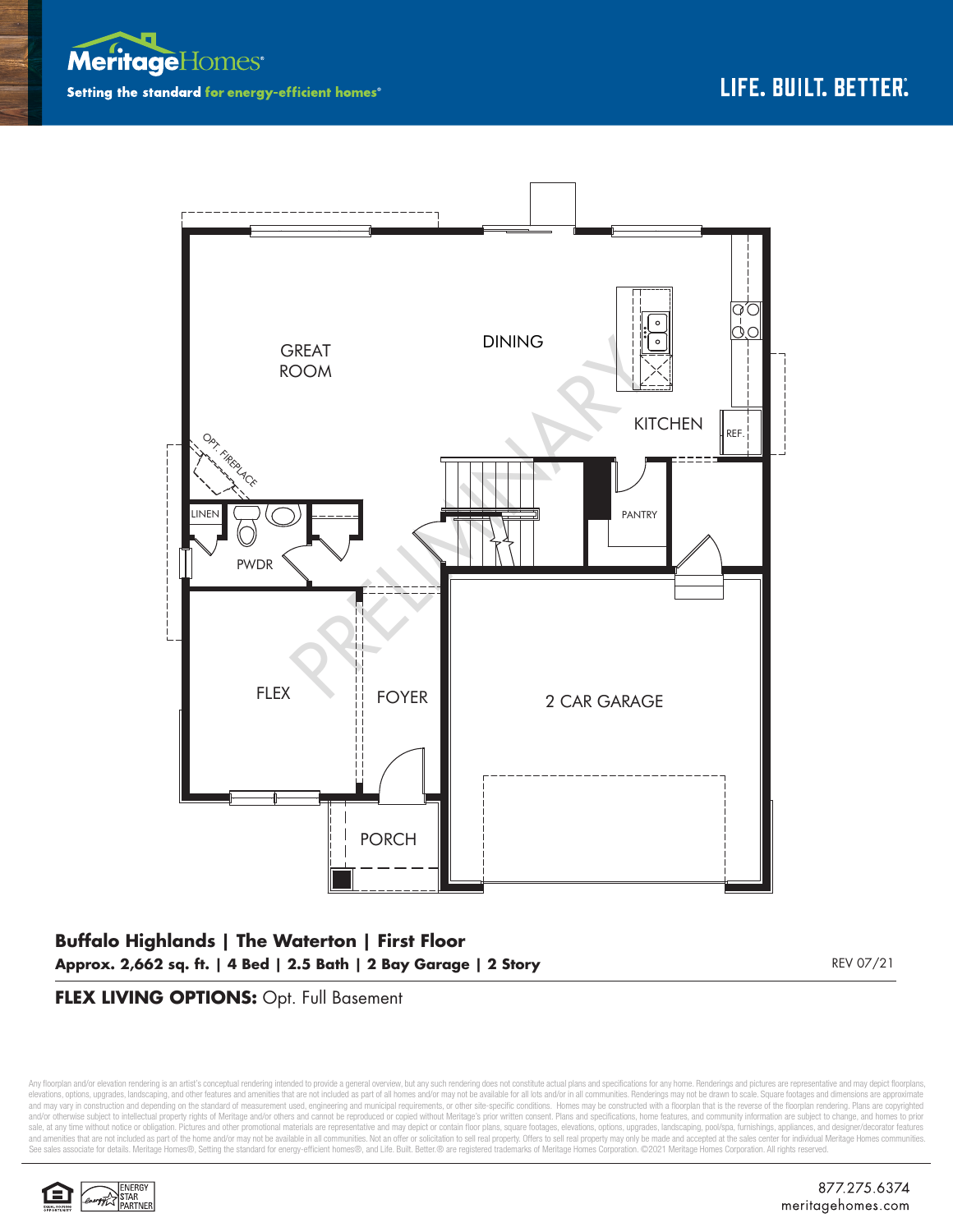**Meritage Homes**

Setting the standard for energy-efficient homes®

LIFE. BUILT. BETTER.

GREAT ROOM

DINING

KITCHEN

REF.

OPT. FIREPLACE

LINEN

PWDR

PANTRY

FLEX

FOYER

2 CAR GARAGE

PORCH

PRELIMINARY

## Buffalo Highlands | The Waterton | First Floor

**Approx. 2,662 sq. ft. | 4 Bed | 2.5 Bath | 2 Bay Garage | 2 Story**

REV 07/21

**FLEX LIVING OPTIONS:** Opt. Full Basement

Any floorplan and/or elevation rendering is an artist's conceptual rendering intended to provide a general overview, but any such rendering does not constitute actual plans and specifications for any home. Renderings and pictures are representative and may depict floorplans, elevations, options, upgrades, landscaping, and other features and amenities that are not included as part of all homes and/or may not be available for all lots and/or in all communities. Renderings may not be drawn to scale. Square footages and dimensions are approximate and may vary in construction and depending on the standard of measurement used, engineering and municipal requirements, or other site-specific conditions. Homes may be constructed with a floorplan that is the reverse of the floorplan rendering. Plans are copyrighted and/or otherwise subject to intellectual property rights of Meritage and/or others and cannot be reproduced or copied without Meritage's prior written consent. Plans and specifications, home features, and community information are subject to change, and homes to prior sale, at any time without notice or obligation. Pictures and other promotional materials are representative and may depict or contain floor plans, square footages, elevations, options, upgrades, landscaping, pool/spa, furnishings, appliances, and designer/decorator features and amenities that are not included as part of the home and/or may not be available in all communities. Not an offer or solicitation to sell real property. Offers to sell real property may only be made and accepted at the sales center for individual Meritage Homes communities. See sales associate for details. Meritage Homes®, Setting the standard for energy-efficient homes®, and Life. Built. Better.® are registered trademarks of Meritage Homes Corporation. ©2021 Meritage Homes Corporation. All rights reserved.

ENERGY STAR PARTNER

877.275.6374

meritagehomes.com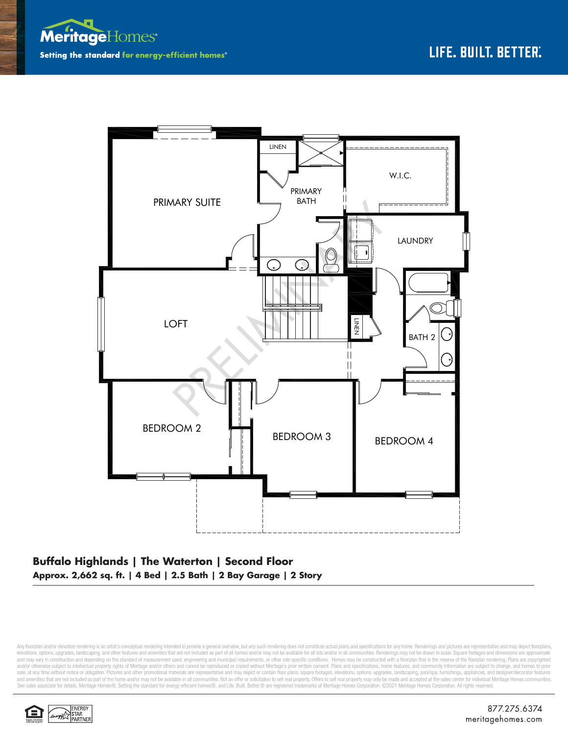Meritage Homes

Setting the standard for energy-efficient homes®

LIFE. BUILT. BETTER.

PRIMARY SUITE

LINEN

PRIMARY BATH

W.I.C.

LAUNDRY

LOFT

LINEN

BATH 2

BEDROOM 2

BEDROOM 3

BEDROOM 4

PRELIMINARY

**Buffalo Highlands | The Waterton | Second Floor**

**Approx. 2,662 sq. ft. | 4 Bed | 2.5 Bath | 2 Bay Garage | 2 Story**

---

Any floorplan and/or elevation rendering is an artist's conceptual rendering intended to provide a general overview, but any such rendering does not constitute actual plans and specifications for any home. Renderings and pictures are representative and may depict floorplans, elevations, options, upgrades, landscaping, and other features and amenities that are not included as part of all homes and/or may not be available for all lots and/or in all communities. Renderings may not be drawn to scale. Square footages and dimensions are approximate and may vary in construction and depending on the standard of measurement used, engineering and municipal requirements, or other site-specific conditions. Homes may be constructed with a floorplan that is the reverse of the floorplan rendering. Plans are copyrighted and/or otherwise subject to intellectual property rights of Meritage and/or others and cannot be reproduced or copied without Meritage's prior written consent. Plans and specifications, home features, and community information are subject to change, and homes to prior sale, at any time without notice or obligation. Pictures and other promotional materials are representative and may depict or contain floor plans, square footages, elevations, options, upgrades, landscaping, pool/spa, furnishings, appliances, and designer/decorator features and amenities that are not included as part of the home and/or may not be available in all communities. Not an offer or solicitation to sell real property. Offers to sell real property may only be made and accepted at the sales center for individual Meritage Homes communities. See sales associate for details. Meritage Homes®, Setting the standard for energy-efficient homes®, and Life. Built. Better.® are registered trademarks of Meritage Homes Corporation. ©2021 Meritage Homes Corporation. All rights reserved.

ENERGY STAR PARTNER

877.275.6374
meritagehomes.com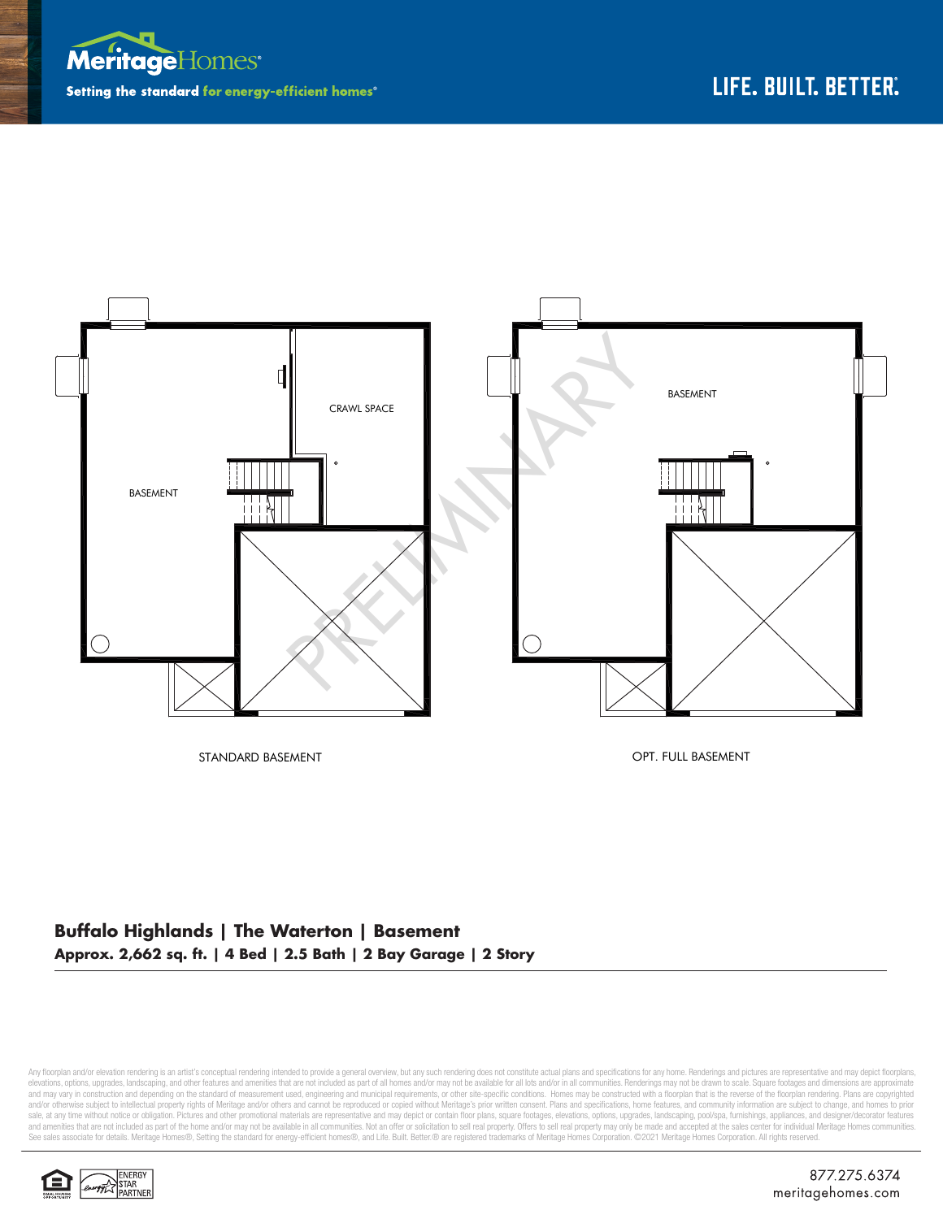MeritageHomes®

Setting the standard for energy-efficient homes®

LIFE. BUILT. BETTER.®

CRAWL SPACE

BASEMENT

STANDARD BASEMENT

BASEMENT

OPT. FULL BASEMENT

PRELIMINARY

**Buffalo Highlands | The Waterton | Basement**

**Approx. 2,662 sq. ft. | 4 Bed | 2.5 Bath | 2 Bay Garage | 2 Story**

Any floorplan and/or elevation rendering is an artist's conceptual rendering intended to provide a general overview, but any such rendering does not constitute actual plans and specifications for any home. Renderings and pictures are representative and may depict floorplans, elevations, options, upgrades, landscaping, and other features and amenities that are not included as part of all homes and/or may not be available for all lots and/or in all communities. Renderings may not be drawn to scale. Square footages and dimensions are approximate and may vary in construction and depending on the standard of measurement used, engineering and municipal requirements, or other site-specific conditions. Homes may be constructed with a floorplan that is the reverse of the floorplan rendering. Plans are copyrighted and/or otherwise subject to intellectual property rights of Meritage and/or others and cannot be reproduced or copied without Meritage's prior written consent. Plans and specifications, home features, and community information are subject to change, and homes to prior sale, at any time without notice or obligation. Pictures and other promotional materials are representative and may depict or contain floor plans, square footages, elevations, options, upgrades, landscaping, pool/spa, furnishings, appliances, and designer/decorator features and amenities that are not included as part of the home and/or may not be available in all communities. Not an offer or solicitation to sell real property. Offers to sell real property may only be made and accepted at the sales center for individual Meritage Homes communities. See sales associate for details. Meritage Homes®, Setting the standard for energy-efficient homes®, and Life. Built. Better.® are registered trademarks of Meritage Homes Corporation. ©2021 Meritage Homes Corporation. All rights reserved.

ENERGY STAR PARTNER

877.275.6374
meritagehomes.com